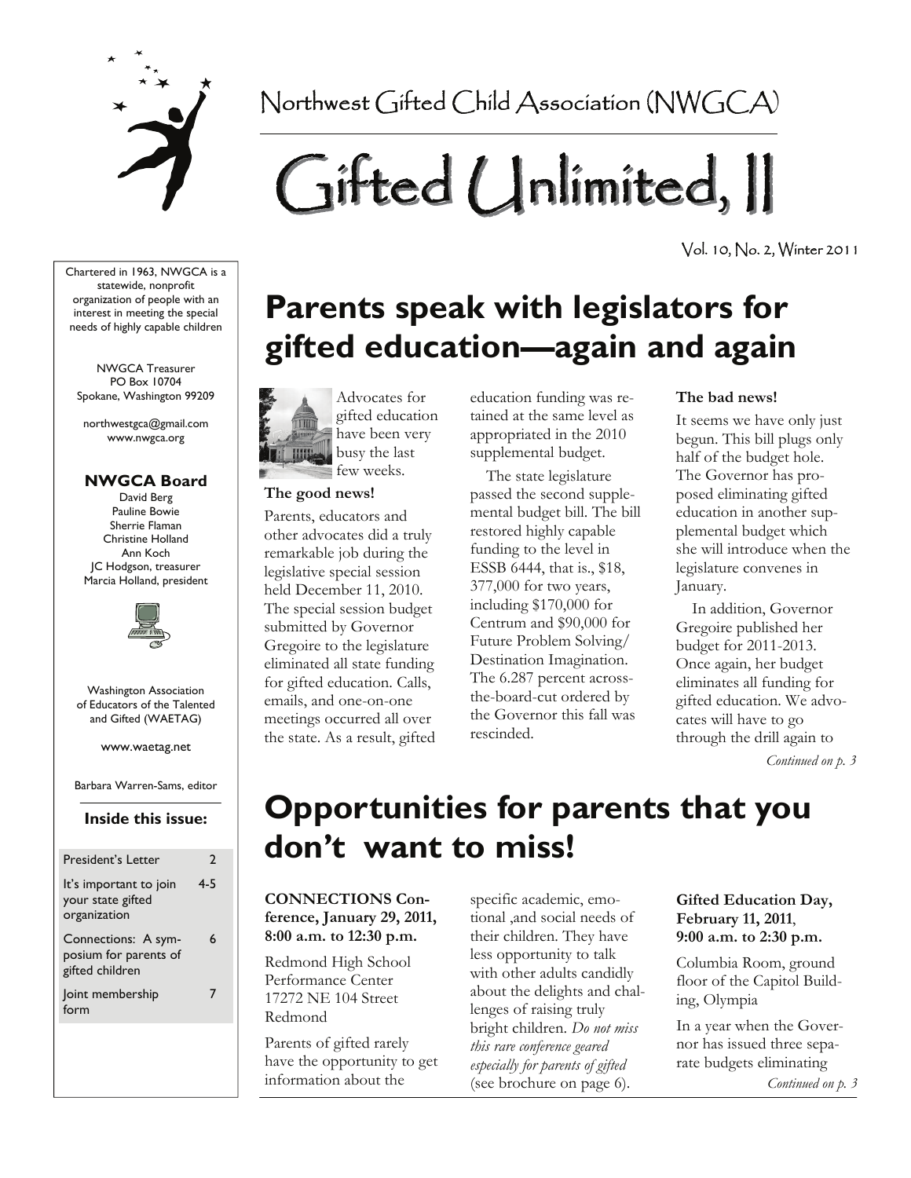Northwest Gifted Child Association (NWGCA)

# Gifted Unlimited, II

Vol. 10, No. 2, Winter 2011

Chartered in 1963, NWGCA is a statewide, nonprofit organization of people with an interest in meeting the special needs of highly capable children

NWGCA Treasurer
PO Box 10704
Spokane, Washington 99209

northwestgca@gmail.com
www.nwgca.org

**NWGCA Board**

David Berg
Pauline Bowie
Sherrie Flaman
Christine Holland
Ann Koch
JC Hodgson, treasurer
Marcia Holland, president

Washington Association of Educators of the Talented and Gifted (WAETAG)

www.waetag.net

Barbara Warren-Sams, editor

**Inside this issue:**

| | |
|---|---|
| President's Letter | 2 |
| It's important to join your state gifted organization | 4-5 |
| Connections: A symposium for parents of gifted children | 6 |
| Joint membership form | 7 |

## Parents speak with legislators for gifted education—again and again

Advocates for gifted education have been very busy the last few weeks.

**The good news!**

Parents, educators and other advocates did a truly remarkable job during the legislative special session held December 11, 2010. The special session budget submitted by Governor Gregoire to the legislature eliminated all state funding for gifted education. Calls, emails, and one-on-one meetings occurred all over the state. As a result, gifted education funding was retained at the same level as appropriated in the 2010 supplemental budget.

The state legislature passed the second supplemental budget bill. The bill restored highly capable funding to the level in ESSB 6444, that is., $18, 377,000 for two years, including $170,000 for Centrum and $90,000 for Future Problem Solving/ Destination Imagination. The 6.287 percent across-the-board-cut ordered by the Governor this fall was rescinded.

**The bad news!**

It seems we have only just begun. This bill plugs only half of the budget hole. The Governor has proposed eliminating gifted education in another supplemental budget which she will introduce when the legislature convenes in January.

In addition, Governor Gregoire published her budget for 2011-2013. Once again, her budget eliminates all funding for gifted education. We advocates will have to go through the drill again to

*Continued on p. 3*

## Opportunities for parents that you don't want to miss!

**CONNECTIONS Conference, January 29, 2011, 8:00 a.m. to 12:30 p.m.**

Redmond High School Performance Center
17272 NE 104 Street
Redmond

Parents of gifted rarely have the opportunity to get information about the specific academic, emotional ,and social needs of their children. They have less opportunity to talk with other adults candidly about the delights and challenges of raising truly bright children. *Do not miss this rare conference geared especially for parents of gifted* (see brochure on page 6).

**Gifted Education Day, February 11, 2011, 9:00 a.m. to 2:30 p.m.**

Columbia Room, ground floor of the Capitol Building, Olympia

In a year when the Governor has issued three separate budgets eliminating

*Continued on p. 3*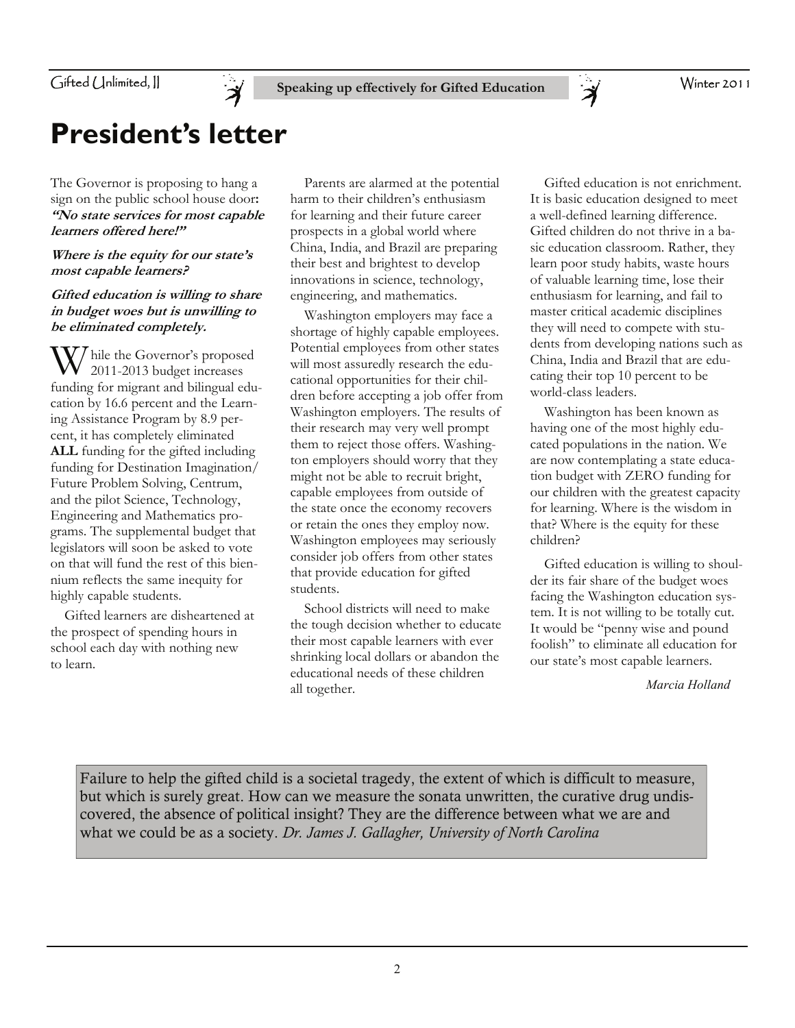# President's letter

The Governor is proposing to hang a sign on the public school house door: ***"No state services for most capable learners offered here!"***

***Where is the equity for our state's most capable learners?***

***Gifted education is willing to share in budget woes but is unwilling to be eliminated completely.***

While the Governor's proposed 2011-2013 budget increases funding for migrant and bilingual education by 16.6 percent and the Learning Assistance Program by 8.9 percent, it has completely eliminated **ALL** funding for the gifted including funding for Destination Imagination/ Future Problem Solving, Centrum, and the pilot Science, Technology, Engineering and Mathematics programs. The supplemental budget that legislators will soon be asked to vote on that will fund the rest of this biennium reflects the same inequity for highly capable students.

Gifted learners are disheartened at the prospect of spending hours in school each day with nothing new to learn.

Parents are alarmed at the potential harm to their children's enthusiasm for learning and their future career prospects in a global world where China, India, and Brazil are preparing their best and brightest to develop innovations in science, technology, engineering, and mathematics.

Washington employers may face a shortage of highly capable employees. Potential employees from other states will most assuredly research the educational opportunities for their children before accepting a job offer from Washington employers. The results of their research may very well prompt them to reject those offers. Washington employers should worry that they might not be able to recruit bright, capable employees from outside of the state once the economy recovers or retain the ones they employ now. Washington employees may seriously consider job offers from other states that provide education for gifted students.

School districts will need to make the tough decision whether to educate their most capable learners with ever shrinking local dollars or abandon the educational needs of these children all together.

Gifted education is not enrichment. It is basic education designed to meet a well-defined learning difference. Gifted children do not thrive in a basic education classroom. Rather, they learn poor study habits, waste hours of valuable learning time, lose their enthusiasm for learning, and fail to master critical academic disciplines they will need to compete with students from developing nations such as China, India and Brazil that are educating their top 10 percent to be world-class leaders.

Washington has been known as having one of the most highly educated populations in the nation. We are now contemplating a state education budget with ZERO funding for our children with the greatest capacity for learning. Where is the wisdom in that? Where is the equity for these children?

Gifted education is willing to shoulder its fair share of the budget woes facing the Washington education system. It is not willing to be totally cut. It would be "penny wise and pound foolish" to eliminate all education for our state's most capable learners.

*Marcia Holland*

Failure to help the gifted child is a societal tragedy, the extent of which is difficult to measure, but which is surely great. How can we measure the sonata unwritten, the curative drug undiscovered, the absence of political insight? They are the difference between what we are and what we could be as a society. *Dr. James J. Gallagher, University of North Carolina*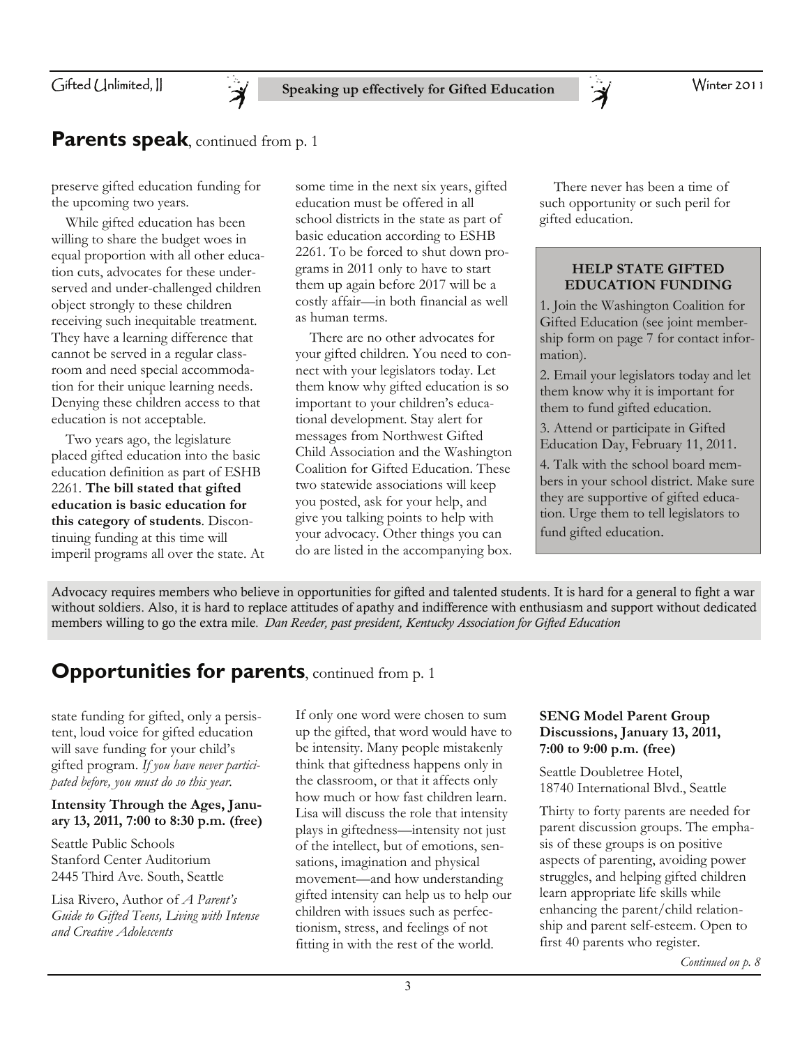## **Parents speak**, continued from p. 1

preserve gifted education funding for the upcoming two years.

While gifted education has been willing to share the budget woes in equal proportion with all other education cuts, advocates for these underserved and under-challenged children object strongly to these children receiving such inequitable treatment. They have a learning difference that cannot be served in a regular classroom and need special accommodation for their unique learning needs. Denying these children access to that education is not acceptable.

Two years ago, the legislature placed gifted education into the basic education definition as part of ESHB 2261. **The bill stated that gifted education is basic education for this category of students**. Discontinuing funding at this time will imperil programs all over the state. At some time in the next six years, gifted education must be offered in all school districts in the state as part of basic education according to ESHB 2261. To be forced to shut down programs in 2011 only to have to start them up again before 2017 will be a costly affair—in both financial as well as human terms.

There are no other advocates for your gifted children. You need to connect with your legislators today. Let them know why gifted education is so important to your children's educational development. Stay alert for messages from Northwest Gifted Child Association and the Washington Coalition for Gifted Education. These two statewide associations will keep you posted, ask for your help, and give you talking points to help with your advocacy. Other things you can do are listed in the accompanying box.

There never has been a time of such opportunity or such peril for gifted education.

**HELP STATE GIFTED EDUCATION FUNDING**

1. Join the Washington Coalition for Gifted Education (see joint membership form on page 7 for contact information).
2. Email your legislators today and let them know why it is important for them to fund gifted education.
3. Attend or participate in Gifted Education Day, February 11, 2011.
4. Talk with the school board members in your school district. Make sure they are supportive of gifted education. Urge them to tell legislators to fund gifted education.

Advocacy requires members who believe in opportunities for gifted and talented students. It is hard for a general to fight a war without soldiers. Also, it is hard to replace attitudes of apathy and indifference with enthusiasm and support without dedicated members willing to go the extra mile. *Dan Reeder, past president, Kentucky Association for Gifted Education*

## **Opportunities for parents**, continued from p. 1

state funding for gifted, only a persistent, loud voice for gifted education will save funding for your child's gifted program. *If you have never participated before, you must do so this year.*

**Intensity Through the Ages, January 13, 2011, 7:00 to 8:30 p.m. (free)**

Seattle Public Schools
Stanford Center Auditorium
2445 Third Ave. South, Seattle

Lisa Rivero, Author of *A Parent's Guide to Gifted Teens, Living with Intense and Creative Adolescents*

If only one word were chosen to sum up the gifted, that word would have to be intensity. Many people mistakenly think that giftedness happens only in the classroom, or that it affects only how much or how fast children learn. Lisa will discuss the role that intensity plays in giftedness—intensity not just of the intellect, but of emotions, sensations, imagination and physical movement—and how understanding gifted intensity can help us to help our children with issues such as perfectionism, stress, and feelings of not fitting in with the rest of the world.

**SENG Model Parent Group Discussions, January 13, 2011, 7:00 to 9:00 p.m. (free)**

Seattle Doubletree Hotel,
18740 International Blvd., Seattle

Thirty to forty parents are needed for parent discussion groups. The emphasis of these groups is on positive aspects of parenting, avoiding power struggles, and helping gifted children learn appropriate life skills while enhancing the parent/child relationship and parent self-esteem. Open to first 40 parents who register.

*Continued on p. 8*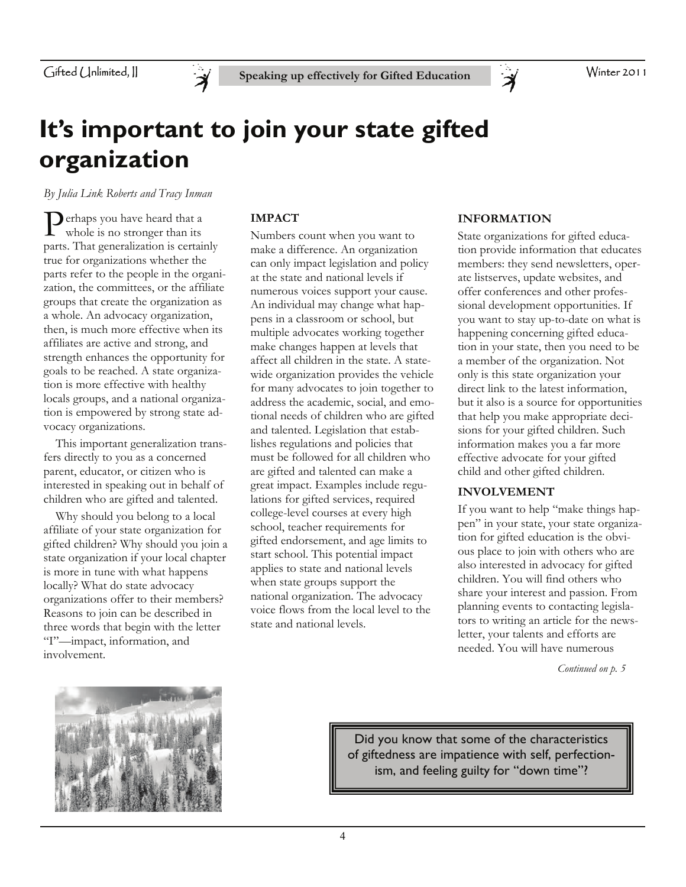# It's important to join your state gifted organization

*By Julia Link Roberts and Tracy Inman*

Perhaps you have heard that a whole is no stronger than its parts. That generalization is certainly true for organizations whether the parts refer to the people in the organization, the committees, or the affiliate groups that create the organization as a whole. An advocacy organization, then, is much more effective when its affiliates are active and strong, and strength enhances the opportunity for goals to be reached. A state organization is more effective with healthy locals groups, and a national organization is empowered by strong state advocacy organizations.

This important generalization transfers directly to you as a concerned parent, educator, or citizen who is interested in speaking out in behalf of children who are gifted and talented.

Why should you belong to a local affiliate of your state organization for gifted children? Why should you join a state organization if your local chapter is more in tune with what happens locally? What do state advocacy organizations offer to their members? Reasons to join can be described in three words that begin with the letter "I"—impact, information, and involvement.

**IMPACT**

Numbers count when you want to make a difference. An organization can only impact legislation and policy at the state and national levels if numerous voices support your cause. An individual may change what happens in a classroom or school, but multiple advocates working together make changes happen at levels that affect all children in the state. A statewide organization provides the vehicle for many advocates to join together to address the academic, social, and emotional needs of children who are gifted and talented. Legislation that establishes regulations and policies that must be followed for all children who are gifted and talented can make a great impact. Examples include regulations for gifted services, required college-level courses at every high school, teacher requirements for gifted endorsement, and age limits to start school. This potential impact applies to state and national levels when state groups support the national organization. The advocacy voice flows from the local level to the state and national levels.

**INFORMATION**

State organizations for gifted education provide information that educates members: they send newsletters, operate listserves, update websites, and offer conferences and other professional development opportunities. If you want to stay up-to-date on what is happening concerning gifted education in your state, then you need to be a member of the organization. Not only is this state organization your direct link to the latest information, but it also is a source for opportunities that help you make appropriate decisions for your gifted children. Such information makes you a far more effective advocate for your gifted child and other gifted children.

**INVOLVEMENT**

If you want to help "make things happen" in your state, your state organization for gifted education is the obvious place to join with others who are also interested in advocacy for gifted children. You will find others who share your interest and passion. From planning events to contacting legislators to writing an article for the newsletter, your talents and efforts are needed. You will have numerous

*Continued on p. 5*

> Did you know that some of the characteristics of giftedness are impatience with self, perfectionism, and feeling guilty for "down time"?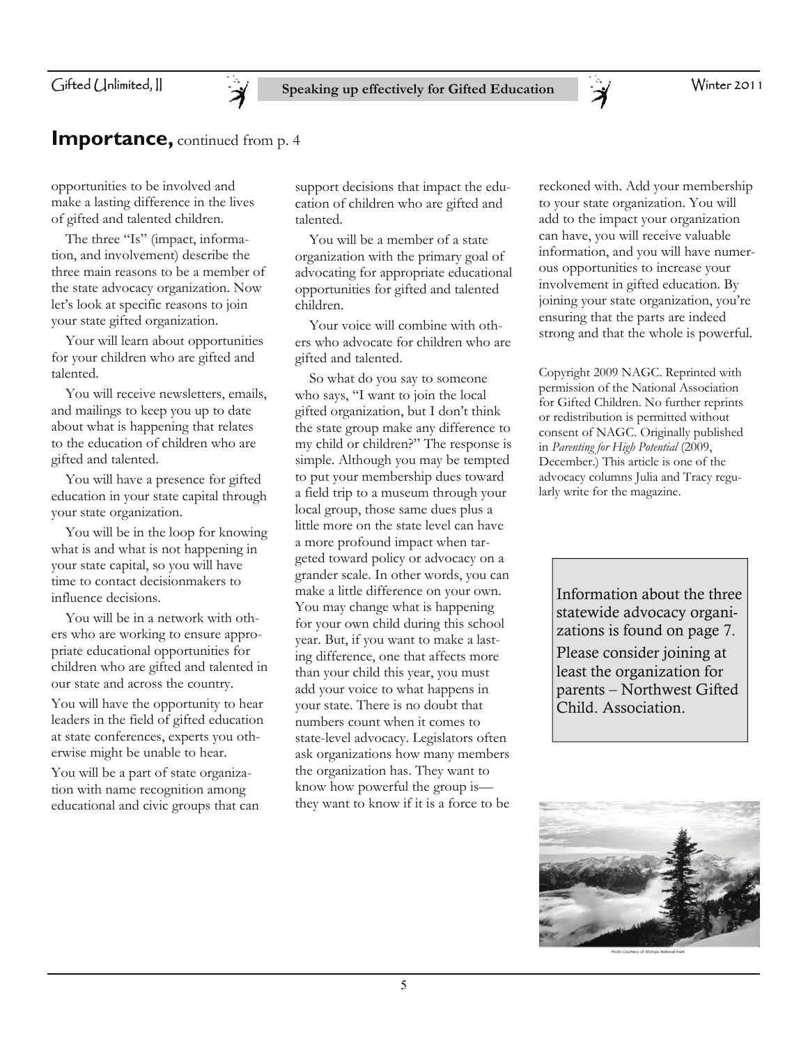## **Importance,** continued from p. 4

opportunities to be involved and make a lasting difference in the lives of gifted and talented children.

The three "Is" (impact, information, and involvement) describe the three main reasons to be a member of the state advocacy organization. Now let's look at specific reasons to join your state gifted organization.

Your will learn about opportunities for your children who are gifted and talented.

You will receive newsletters, emails, and mailings to keep you up to date about what is happening that relates to the education of children who are gifted and talented.

You will have a presence for gifted education in your state capital through your state organization.

You will be in the loop for knowing what is and what is not happening in your state capital, so you will have time to contact decisionmakers to influence decisions.

You will be in a network with others who are working to ensure appropriate educational opportunities for children who are gifted and talented in our state and across the country.

You will have the opportunity to hear leaders in the field of gifted education at state conferences, experts you otherwise might be unable to hear.

You will be a part of state organization with name recognition among educational and civic groups that can support decisions that impact the education of children who are gifted and talented.

You will be a member of a state organization with the primary goal of advocating for appropriate educational opportunities for gifted and talented children.

Your voice will combine with others who advocate for children who are gifted and talented.

So what do you say to someone who says, "I want to join the local gifted organization, but I don't think the state group make any difference to my child or children?" The response is simple. Although you may be tempted to put your membership dues toward a field trip to a museum through your local group, those same dues plus a little more on the state level can have a more profound impact when targeted toward policy or advocacy on a grander scale. In other words, you can make a little difference on your own. You may change what is happening for your own child during this school year. But, if you want to make a lasting difference, one that affects more than your child this year, you must add your voice to what happens in your state. There is no doubt that numbers count when it comes to state-level advocacy. Legislators often ask organizations how many members the organization has. They want to know how powerful the group is—they want to know if it is a force to be reckoned with. Add your membership to your state organization. You will add to the impact your organization can have, you will receive valuable information, and you will have numerous opportunities to increase your involvement in gifted education. By joining your state organization, you're ensuring that the parts are indeed strong and that the whole is powerful.

Copyright 2009 NAGC. Reprinted with permission of the National Association for Gifted Children. No further reprints or redistribution is permitted without consent of NAGC. Originally published in *Parenting for High Potential* (2009, December.) This article is one of the advocacy columns Julia and Tracy regularly write for the magazine.

Information about the three statewide advocacy organizations is found on page 7.

Please consider joining at least the organization for parents – Northwest Gifted Child. Association.

Photo Courtesy of Olympic National Park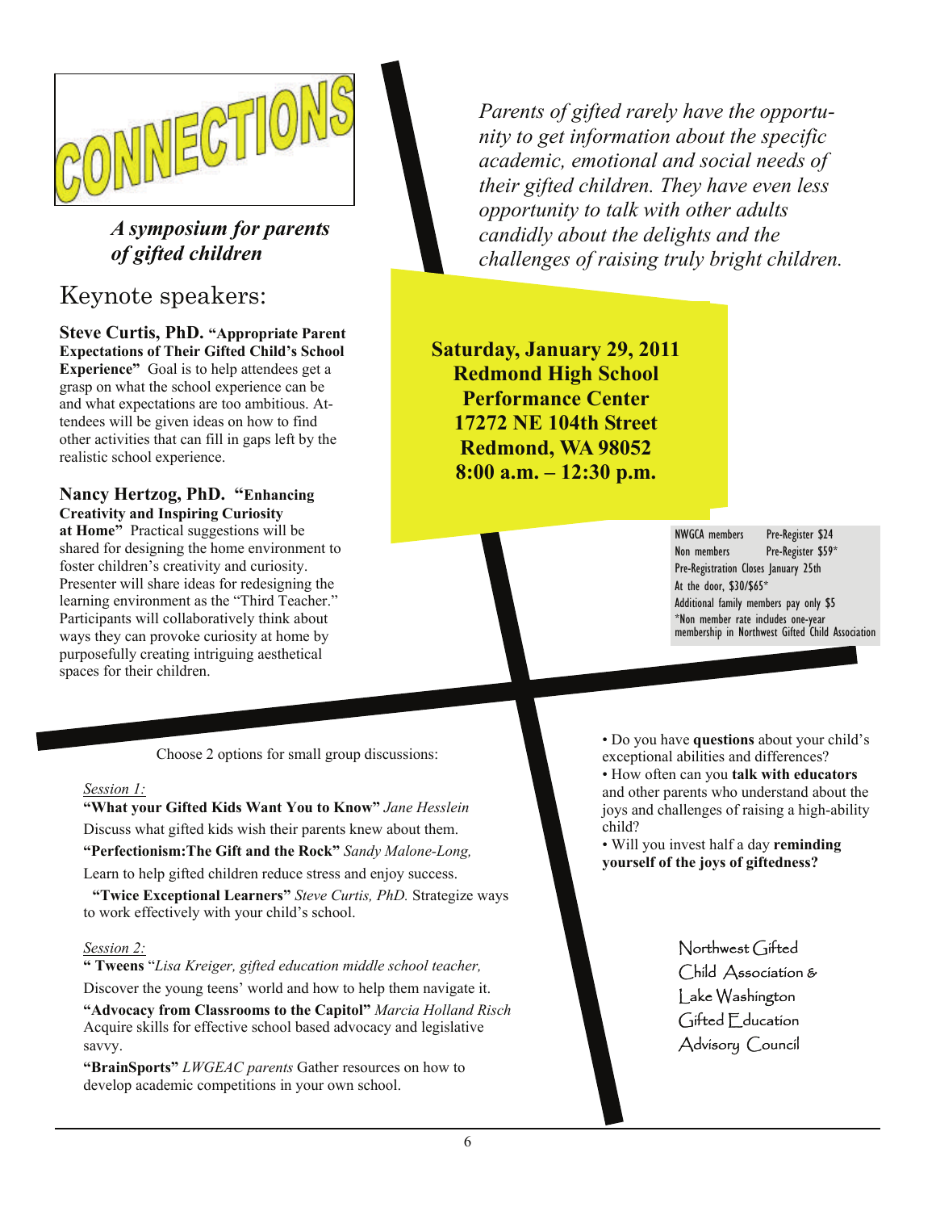# CONNECTIONS

***A symposium for parents of gifted children***

*Parents of gifted rarely have the opportunity to get information about the specific academic, emotional and social needs of their gifted children. They have even less opportunity to talk with other adults candidly about the delights and the challenges of raising truly bright children.*

## Keynote speakers:

**Steve Curtis, PhD. "Appropriate Parent Expectations of Their Gifted Child's School Experience"** Goal is to help attendees get a grasp on what the school experience can be and what expectations are too ambitious. Attendees will be given ideas on how to find other activities that can fill in gaps left by the realistic school experience.

**Nancy Hertzog, PhD. "Enhancing Creativity and Inspiring Curiosity at Home"** Practical suggestions will be shared for designing the home environment to foster children's creativity and curiosity. Presenter will share ideas for redesigning the learning environment as the "Third Teacher." Participants will collaboratively think about ways they can provoke curiosity at home by purposefully creating intriguing aesthetical spaces for their children.

**Saturday, January 29, 2011**
**Redmond High School**
**Performance Center**
**17272 NE 104th Street**
**Redmond, WA 98052**
**8:00 a.m. – 12:30 p.m.**

NWGCA members Pre-Register $24
Non members Pre-Register $59*
Pre-Registration Closes January 25th
At the door, $30/$65*
Additional family members pay only $5
*Non member rate includes one-year membership in Northwest Gifted Child Association

Choose 2 options for small group discussions:

*Session 1:*

**"What your Gifted Kids Want You to Know"** *Jane Hesslein*
Discuss what gifted kids wish their parents knew about them.

**"Perfectionism:The Gift and the Rock"** *Sandy Malone-Long,*
Learn to help gifted children reduce stress and enjoy success.

**"Twice Exceptional Learners"** *Steve Curtis, PhD.* Strategize ways to work effectively with your child's school.

*Session 2:*

**" Tweens** "*Lisa Kreiger, gifted education middle school teacher,*
Discover the young teens' world and how to help them navigate it.

**"Advocacy from Classrooms to the Capitol"** *Marcia Holland Risch*
Acquire skills for effective school based advocacy and legislative savvy.

**"BrainSports"** *LWGEAC parents* Gather resources on how to develop academic competitions in your own school.

- Do you have **questions** about your child's exceptional abilities and differences?
- How often can you **talk with educators** and other parents who understand about the joys and challenges of raising a high-ability child?
- Will you invest half a day **reminding yourself of the joys of giftedness?**

Northwest Gifted Child Association & Lake Washington Gifted Education Advisory Council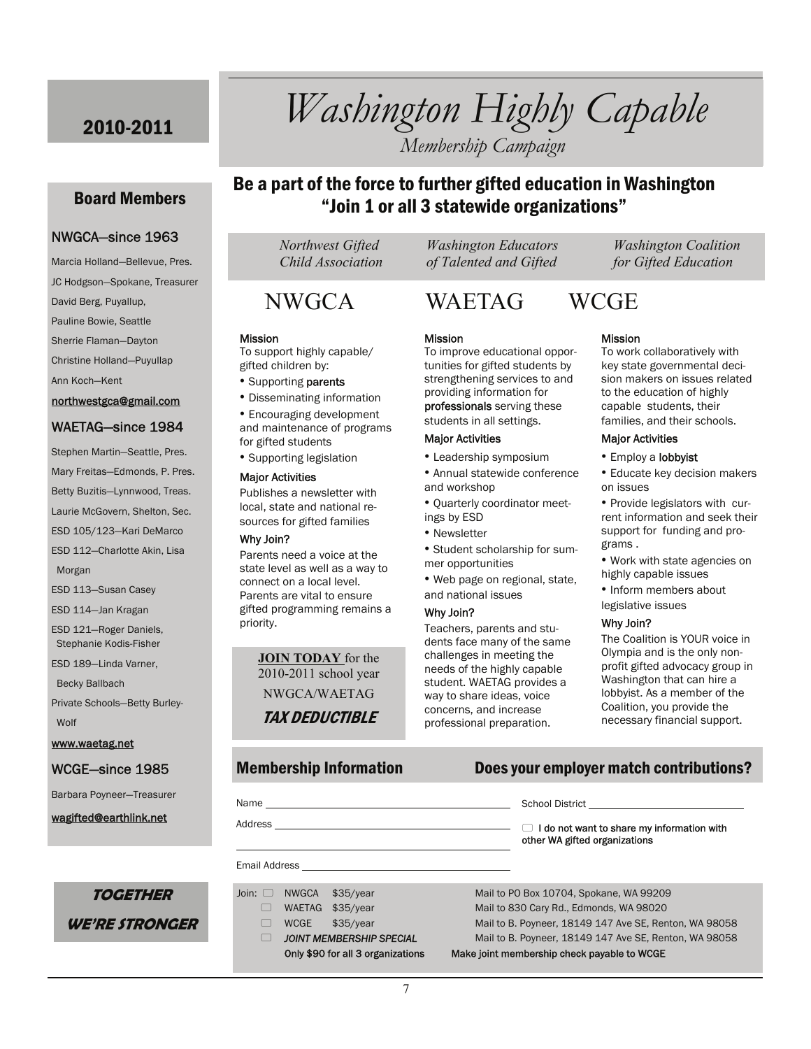# Washington Highly Capable

*Membership Campaign*

2010-2011

## Be a part of the force to further gifted education in Washington "Join 1 or all 3 statewide organizations"

## NWGCA

*Northwest Gifted Child Association*

**Mission**

To support highly capable/gifted children by:

- Supporting **parents**
- Disseminating information
- Encouraging development and maintenance of programs for gifted students
- Supporting legislation

**Major Activities**

Publishes a newsletter with local, state and national resources for gifted families

**Why Join?**

Parents need a voice at the state level as well as a way to connect on a local level. Parents are vital to ensure gifted programming remains a priority.

**JOIN TODAY** for the 2010-2011 school year

NWGCA/WAETAG

***TAX DEDUCTIBLE***

## WAETAG

*Washington Educators of Talented and Gifted*

**Mission**

To improve educational opportunities for gifted students by strengthening services to and providing information for **professionals** serving these students in all settings.

**Major Activities**

- Leadership symposium
- Annual statewide conference and workshop
- Quarterly coordinator meetings by ESD
- Newsletter
- Student scholarship for summer opportunities
- Web page on regional, state, and national issues

**Why Join?**

Teachers, parents and students face many of the same challenges in meeting the needs of the highly capable student. WAETAG provides a way to share ideas, voice concerns, and increase professional preparation.

## WCGE

*Washington Coalition for Gifted Education*

**Mission**

To work collaboratively with key state governmental decision makers on issues related to the education of highly capable students, their families, and their schools.

**Major Activities**

- Employ a **lobbyist**
- Educate key decision makers on issues
- Provide legislators with current information and seek their support for funding and programs .
- Work with state agencies on highly capable issues
- Inform members about legislative issues

**Why Join?**

The Coalition is YOUR voice in Olympia and is the only non-profit gifted advocacy group in Washington that can hire a lobbyist. As a member of the Coalition, you provide the necessary financial support.

## Board Members

### NWGCA—since 1963

Marcia Holland—Bellevue, Pres.
JC Hodgson—Spokane, Treasurer
David Berg, Puyallup,
Pauline Bowie, Seattle
Sherrie Flaman—Dayton
Christine Holland—Puyullap
Ann Koch—Kent

northwestgca@gmail.com

### WAETAG—since 1984

Stephen Martin—Seattle, Pres.
Mary Freitas—Edmonds, P. Pres.
Betty Buzitis—Lynnwood, Treas.
Laurie McGovern, Shelton, Sec.
ESD 105/123—Kari DeMarco
ESD 112—Charlotte Akin, Lisa Morgan
ESD 113—Susan Casey
ESD 114—Jan Kragan
ESD 121—Roger Daniels, Stephanie Kodis-Fisher
ESD 189—Linda Varner, Becky Ballbach
Private Schools—Betty Burley-Wolf

www.waetag.net

### WCGE—since 1985

Barbara Poyneer—Treasurer

wagifted@earthlink.net

**TOGETHER WE'RE STRONGER**

## Membership Information

## Does your employer match contributions?

Name ______________________ School District ______________________

Address ______________________

☐ **I do not want to share my information with other WA gifted organizations**

Email Address ______________________

Join:
- ☐ NWGCA $35/year — Mail to PO Box 10704, Spokane, WA 99209
- ☐ WAETAG $35/year — Mail to 830 Cary Rd., Edmonds, WA 98020
- ☐ WCGE $35/year — Mail to B. Poyneer, 18149 147 Ave SE, Renton, WA 98058
- ☐ ***JOINT MEMBERSHIP SPECIAL*** — Mail to B. Poyneer, 18149 147 Ave SE, Renton, WA 98058

Only $90 for all 3 organizations — Make joint membership check payable to WCGE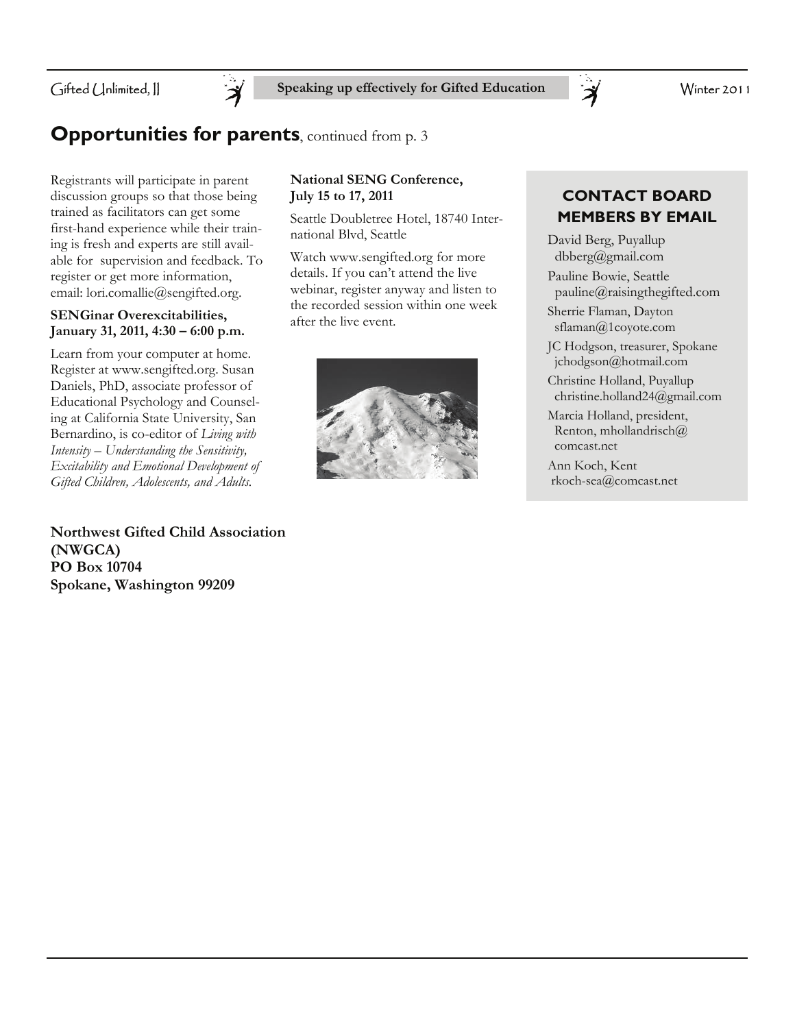## **Opportunities for parents**, continued from p. 3

Registrants will participate in parent discussion groups so that those being trained as facilitators can get some first-hand experience while their training is fresh and experts are still available for supervision and feedback. To register or get more information, email: lori.comallie@sengifted.org.

**SENGinar Overexcitabilities, January 31, 2011, 4:30 – 6:00 p.m.**

Learn from your computer at home. Register at www.sengifted.org. Susan Daniels, PhD, associate professor of Educational Psychology and Counseling at California State University, San Bernardino, is co-editor of *Living with Intensity – Understanding the Sensitivity, Excitability and Emotional Development of Gifted Children, Adolescents, and Adults.*

**Northwest Gifted Child Association (NWGCA)**
**PO Box 10704**
**Spokane, Washington 99209**

**National SENG Conference, July 15 to 17, 2011**

Seattle Doubletree Hotel, 18740 International Blvd, Seattle

Watch www.sengifted.org for more details. If you can't attend the live webinar, register anyway and listen to the recorded session within one week after the live event.

### CONTACT BOARD MEMBERS BY EMAIL

David Berg, Puyallup
dbberg@gmail.com

Pauline Bowie, Seattle
pauline@raisingthegifted.com

Sherrie Flaman, Dayton
sflaman@1coyote.com

JC Hodgson, treasurer, Spokane
jchodgson@hotmail.com

Christine Holland, Puyallup
christine.holland24@gmail.com

Marcia Holland, president, Renton, mhollandrisch@comcast.net

Ann Koch, Kent
rkoch-sea@comcast.net